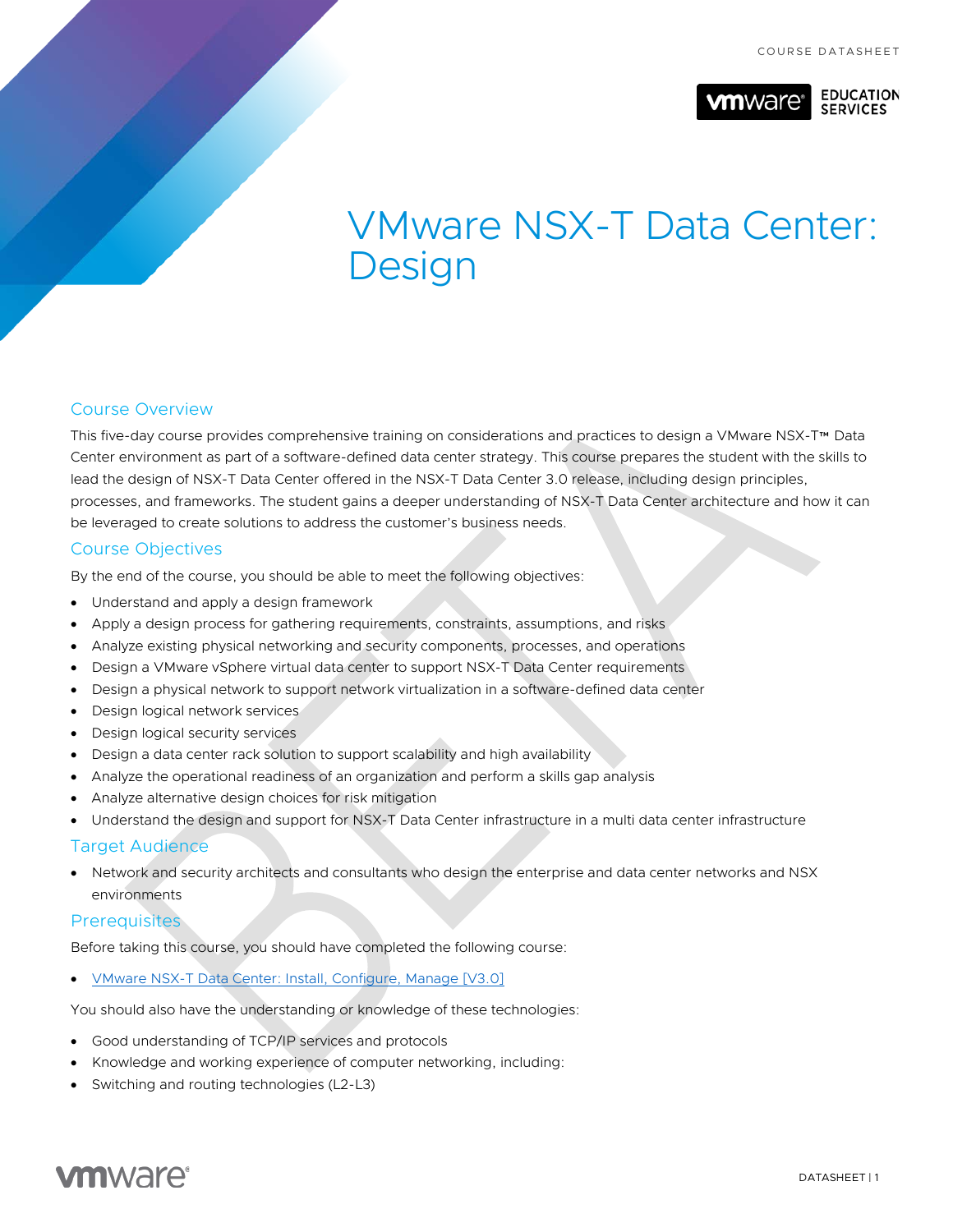# VMware NSX-T Data Center: Design

## Course Overview

This five-day course provides comprehensive training on considerations and practices to design a VMware NSX-T™ Data Center environment as part of a software-defined data center strategy. This course prepares the student with the skills to lead the design of NSX-T Data Center offered in the NSX-T Data Center 3.0 release, including design principles, processes, and frameworks. The student gains a deeper understanding of NSX-T Data Center architecture and how it can be leveraged to create solutions to address the customer's business needs.

## Course Objectives

By the end of the course, you should be able to meet the following objectives:

- Understand and apply a design framework
- Apply a design process for gathering requirements, constraints, assumptions, and risks
- Analyze existing physical networking and security components, processes, and operations
- Design a VMware vSphere virtual data center to support NSX-T Data Center requirements
- Design a physical network to support network virtualization in a software-defined data center
- Design logical network services
- Design logical security services
- Design a data center rack solution to support scalability and high availability
- Analyze the operational readiness of an organization and perform a skills gap analysis
- Analyze alternative design choices for risk mitigation
- Understand the design and support for NSX-T Data Center infrastructure in a multi data center infrastructure

## Target Audience

- Network and security architects and consultants who design the enterprise and data center networks and NSX environments

## Prerequisites

Before taking this course, you should have completed the following course:

- [VMware NSX-T Data Center: Install, Configure, Manage [V3.0]]

You should also have the understanding or knowledge of these technologies:

- Good understanding of TCP/IP services and protocols
- Knowledge and working experience of computer networking, including:
- Switching and routing technologies (L2-L3)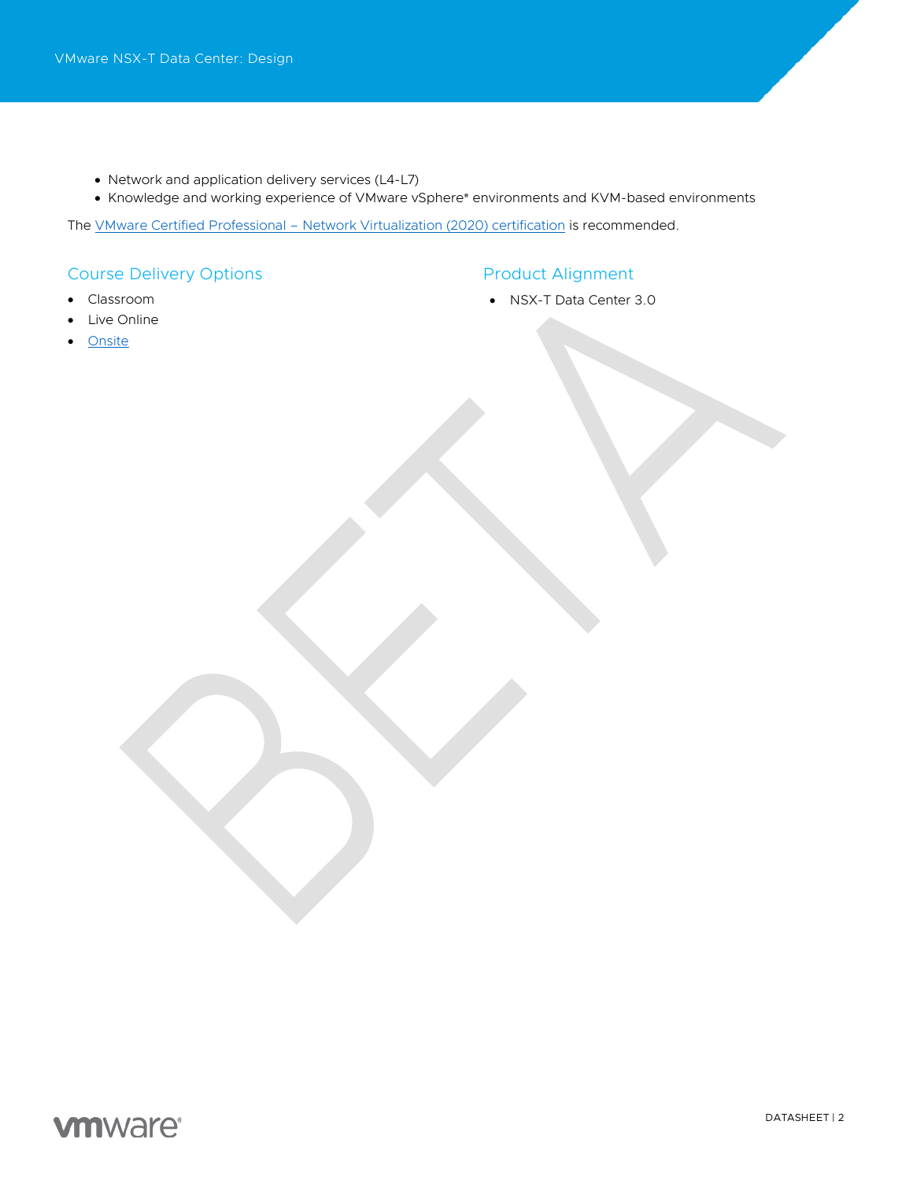- Network and application delivery services (L4-L7)
- Knowledge and working experience of VMware vSphere® environments and KVM-based environments

The VMware Certified Professional – Network Virtualization (2020) certification is recommended.

## Course Delivery Options

- Classroom
- Live Online
- Onsite

## Product Alignment

- NSX-T Data Center 3.0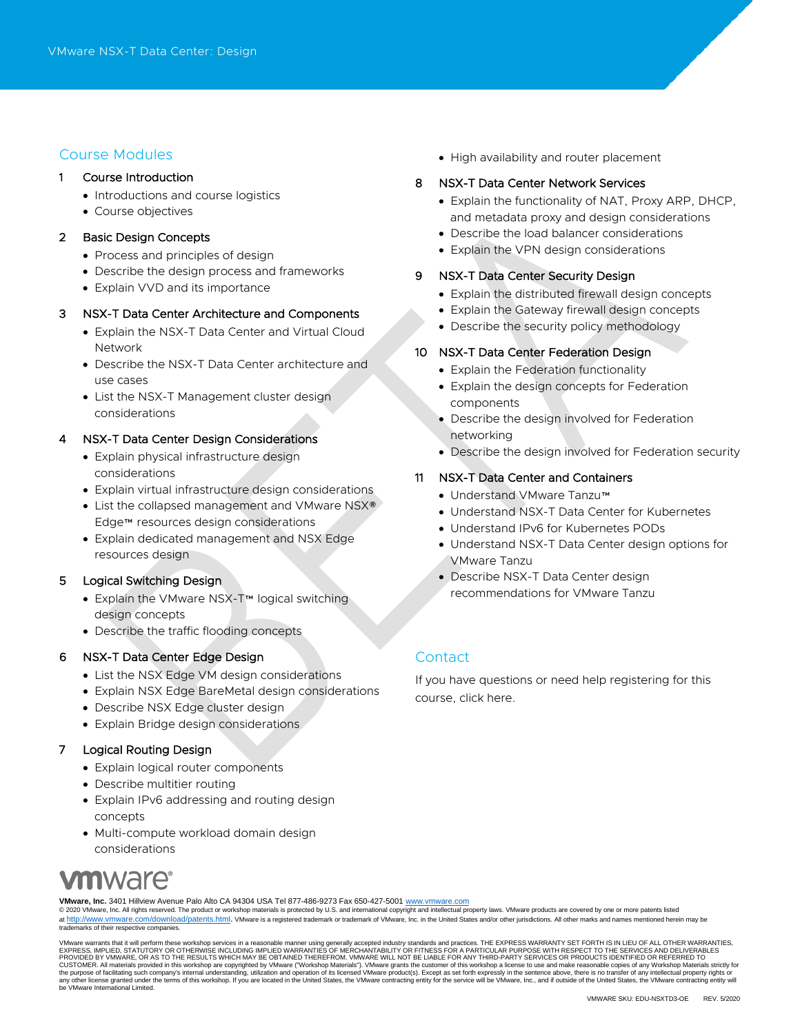## Course Modules

1. Course Introduction
   - Introductions and course logistics
   - Course objectives

2. Basic Design Concepts
   - Process and principles of design
   - Describe the design process and frameworks
   - Explain VVD and its importance

3. NSX-T Data Center Architecture and Components
   - Explain the NSX-T Data Center and Virtual Cloud Network
   - Describe the NSX-T Data Center architecture and use cases
   - List the NSX-T Management cluster design considerations

4. NSX-T Data Center Design Considerations
   - Explain physical infrastructure design considerations
   - Explain virtual infrastructure design considerations
   - List the collapsed management and VMware NSX® Edge™ resources design considerations
   - Explain dedicated management and NSX Edge resources design

5. Logical Switching Design
   - Explain the VMware NSX-T™ logical switching design concepts
   - Describe the traffic flooding concepts

6. NSX-T Data Center Edge Design
   - List the NSX Edge VM design considerations
   - Explain NSX Edge BareMetal design considerations
   - Describe NSX Edge cluster design
   - Explain Bridge design considerations

7. Logical Routing Design
   - Explain logical router components
   - Describe multitier routing
   - Explain IPv6 addressing and routing design concepts
   - Multi-compute workload domain design considerations
   - High availability and router placement

8. NSX-T Data Center Network Services
   - Explain the functionality of NAT, Proxy ARP, DHCP, and metadata proxy and design considerations
   - Describe the load balancer considerations
   - Explain the VPN design considerations

9. NSX-T Data Center Security Design
   - Explain the distributed firewall design concepts
   - Explain the Gateway firewall design concepts
   - Describe the security policy methodology

10. NSX-T Data Center Federation Design
    - Explain the Federation functionality
    - Explain the design concepts for Federation components
    - Describe the design involved for Federation networking
    - Describe the design involved for Federation security

11. NSX-T Data Center and Containers
    - Understand VMware Tanzu™
    - Understand NSX-T Data Center for Kubernetes
    - Understand IPv6 for Kubernetes PODs
    - Understand NSX-T Data Center design options for VMware Tanzu
    - Describe NSX-T Data Center design recommendations for VMware Tanzu

## Contact

If you have questions or need help registering for this course, click here.

**VMware, Inc.** 3401 Hillview Avenue Palo Alto CA 94304 USA Tel 877-486-9273 Fax 650-427-5001 www.vmware.com
© 2020 VMware, Inc. All rights reserved. The product or workshop materials is protected by U.S. and international copyright and intellectual property laws. VMware products are covered by one or more patents listed at http://www.vmware.com/download/patents.html. VMware is a registered trademark or trademark of VMware, Inc. in the United States and/or other jurisdictions. All other marks and names mentioned herein may be trademarks of their respective companies.

VMware warrants that it will perform these workshop services in a reasonable manner using generally accepted industry standards and practices. THE EXPRESS WARRANTY SET FORTH IS IN LIEU OF ALL OTHER WARRANTIES, EXPRESS, IMPLIED, STATUTORY OR OTHERWISE INCLUDING IMPLIED WARRANTIES OF MERCHANTABILITY OR FITNESS FOR A PARTICULAR PURPOSE WITH RESPECT TO THE SERVICES AND DELIVERABLES PROVIDED BY VMWARE, OR AS TO THE RESULTS WHICH MAY BE OBTAINED THEREFROM. VMWARE WILL NOT BE LIABLE FOR ANY THIRD-PARTY SERVICES OR PRODUCTS IDENTIFIED OR REFERRED TO CUSTOMER. All materials provided in this workshop are copyrighted by VMware ("Workshop Materials"). VMware grants the customer of this workshop a license to use and make reasonable copies of any Workshop Materials strictly for the purpose of facilitating such company's internal understanding, utilization and operation of its licensed VMware product(s). Except as set forth expressly in the sentence above, there is no transfer of any intellectual property rights or any other license granted under the terms of this workshop. If you are located in the United States, the VMware contracting entity for the service will be VMware, Inc., and if outside of the United States, the VMware contracting entity will be VMware International Limited.

VMWARE SKU: EDU-NSXTD3-OE REV. 5/2020